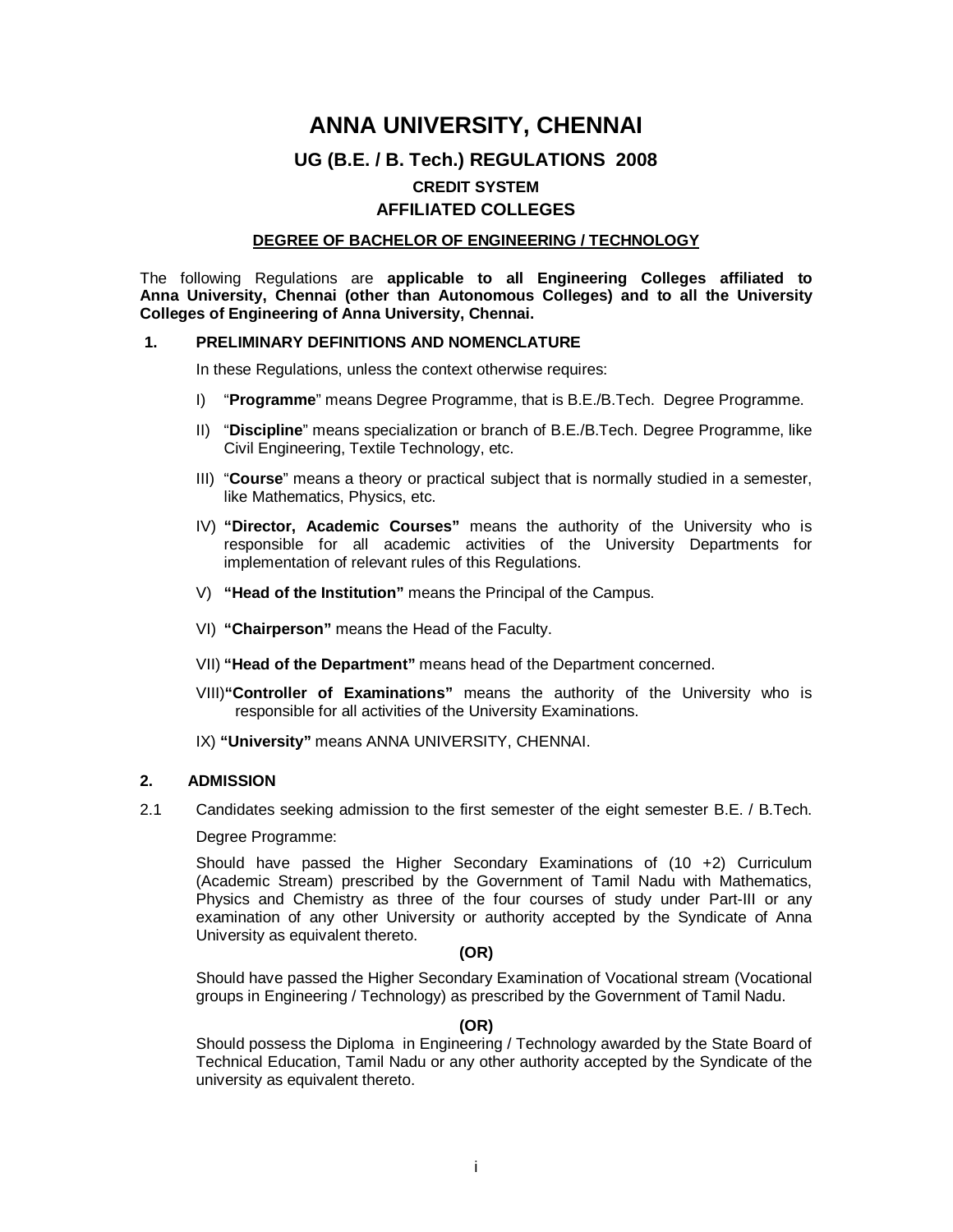# ANNA UNIVERSITY, CHENNAI

## UG (B.E. / B. Tech.) REGULATIONS 2008

### CREDIT SYSTEM

### AFFILIATED COLLEGES

**DEGREE OF BACHELOR OF ENGINEERING / TECHNOLOGY**

The following Regulations are **applicable to all Engineering Colleges affiliated to Anna University, Chennai (other than Autonomous Colleges) and to all the University Colleges of Engineering of Anna University, Chennai.**

**1. PRELIMINARY DEFINITIONS AND NOMENCLATURE**

In these Regulations, unless the context otherwise requires:

I) "**Programme**" means Degree Programme, that is B.E./B.Tech. Degree Programme.

II) "**Discipline**" means specialization or branch of B.E./B.Tech. Degree Programme, like Civil Engineering, Textile Technology, etc.

III) "**Course**" means a theory or practical subject that is normally studied in a semester, like Mathematics, Physics, etc.

IV) **"Director, Academic Courses"** means the authority of the University who is responsible for all academic activities of the University Departments for implementation of relevant rules of this Regulations.

V) **"Head of the Institution"** means the Principal of the Campus.

VI) **"Chairperson"** means the Head of the Faculty.

VII) **"Head of the Department"** means head of the Department concerned.

VIII) **"Controller of Examinations"** means the authority of the University who is responsible for all activities of the University Examinations.

IX) **"University"** means ANNA UNIVERSITY, CHENNAI.

**2. ADMISSION**

2.1 Candidates seeking admission to the first semester of the eight semester B.E. / B.Tech. Degree Programme:

Should have passed the Higher Secondary Examinations of (10 +2) Curriculum (Academic Stream) prescribed by the Government of Tamil Nadu with Mathematics, Physics and Chemistry as three of the four courses of study under Part-III or any examination of any other University or authority accepted by the Syndicate of Anna University as equivalent thereto.

**(OR)**

Should have passed the Higher Secondary Examination of Vocational stream (Vocational groups in Engineering / Technology) as prescribed by the Government of Tamil Nadu.

**(OR)**

Should possess the Diploma in Engineering / Technology awarded by the State Board of Technical Education, Tamil Nadu or any other authority accepted by the Syndicate of the university as equivalent thereto.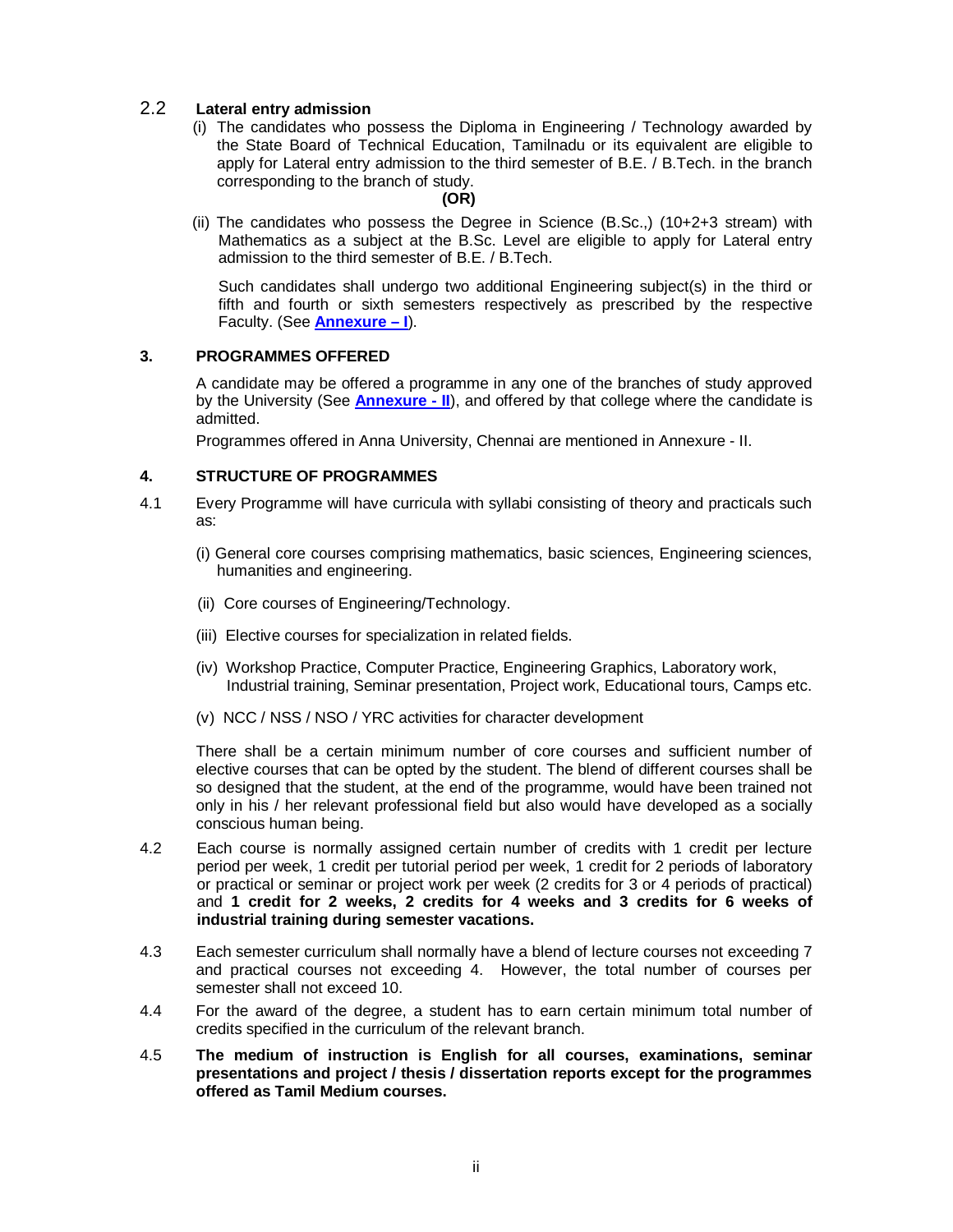### 2.2 Lateral entry admission

(i) The candidates who possess the Diploma in Engineering / Technology awarded by the State Board of Technical Education, Tamilnadu or its equivalent are eligible to apply for Lateral entry admission to the third semester of B.E. / B.Tech. in the branch corresponding to the branch of study.

**(OR)**

(ii) The candidates who possess the Degree in Science (B.Sc.,) (10+2+3 stream) with Mathematics as a subject at the B.Sc. Level are eligible to apply for Lateral entry admission to the third semester of B.E. / B.Tech.

Such candidates shall undergo two additional Engineering subject(s) in the third or fifth and fourth or sixth semesters respectively as prescribed by the respective Faculty. (See **Annexure – I**).

## 3. PROGRAMMES OFFERED

A candidate may be offered a programme in any one of the branches of study approved by the University (See **Annexure - II**), and offered by that college where the candidate is admitted.

Programmes offered in Anna University, Chennai are mentioned in Annexure - II.

## 4. STRUCTURE OF PROGRAMMES

4.1 Every Programme will have curricula with syllabi consisting of theory and practicals such as:

(i) General core courses comprising mathematics, basic sciences, Engineering sciences, humanities and engineering.

(ii) Core courses of Engineering/Technology.

(iii) Elective courses for specialization in related fields.

(iv) Workshop Practice, Computer Practice, Engineering Graphics, Laboratory work, Industrial training, Seminar presentation, Project work, Educational tours, Camps etc.

(v) NCC / NSS / NSO / YRC activities for character development

There shall be a certain minimum number of core courses and sufficient number of elective courses that can be opted by the student. The blend of different courses shall be so designed that the student, at the end of the programme, would have been trained not only in his / her relevant professional field but also would have developed as a socially conscious human being.

4.2 Each course is normally assigned certain number of credits with 1 credit per lecture period per week, 1 credit per tutorial period per week, 1 credit for 2 periods of laboratory or practical or seminar or project work per week (2 credits for 3 or 4 periods of practical) and **1 credit for 2 weeks, 2 credits for 4 weeks and 3 credits for 6 weeks of industrial training during semester vacations.**

4.3 Each semester curriculum shall normally have a blend of lecture courses not exceeding 7 and practical courses not exceeding 4. However, the total number of courses per semester shall not exceed 10.

4.4 For the award of the degree, a student has to earn certain minimum total number of credits specified in the curriculum of the relevant branch.

4.5 **The medium of instruction is English for all courses, examinations, seminar presentations and project / thesis / dissertation reports except for the programmes offered as Tamil Medium courses.**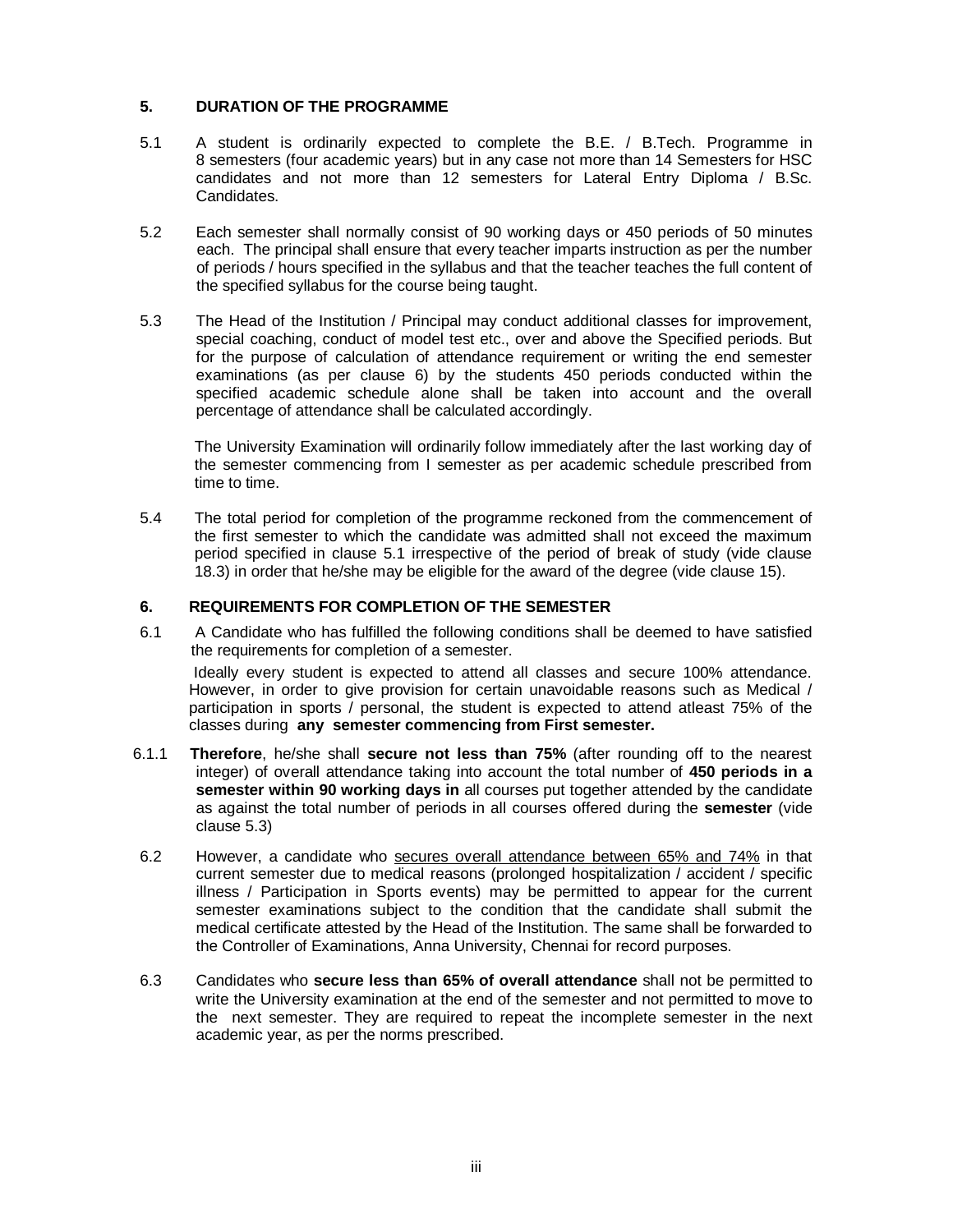## 5. DURATION OF THE PROGRAMME

5.1 A student is ordinarily expected to complete the B.E. / B.Tech. Programme in 8 semesters (four academic years) but in any case not more than 14 Semesters for HSC candidates and not more than 12 semesters for Lateral Entry Diploma / B.Sc. Candidates.

5.2 Each semester shall normally consist of 90 working days or 450 periods of 50 minutes each. The principal shall ensure that every teacher imparts instruction as per the number of periods / hours specified in the syllabus and that the teacher teaches the full content of the specified syllabus for the course being taught.

5.3 The Head of the Institution / Principal may conduct additional classes for improvement, special coaching, conduct of model test etc., over and above the Specified periods. But for the purpose of calculation of attendance requirement or writing the end semester examinations (as per clause 6) by the students 450 periods conducted within the specified academic schedule alone shall be taken into account and the overall percentage of attendance shall be calculated accordingly.

The University Examination will ordinarily follow immediately after the last working day of the semester commencing from I semester as per academic schedule prescribed from time to time.

5.4 The total period for completion of the programme reckoned from the commencement of the first semester to which the candidate was admitted shall not exceed the maximum period specified in clause 5.1 irrespective of the period of break of study (vide clause 18.3) in order that he/she may be eligible for the award of the degree (vide clause 15).

## 6. REQUIREMENTS FOR COMPLETION OF THE SEMESTER

6.1 A Candidate who has fulfilled the following conditions shall be deemed to have satisfied the requirements for completion of a semester.

Ideally every student is expected to attend all classes and secure 100% attendance. However, in order to give provision for certain unavoidable reasons such as Medical / participation in sports / personal, the student is expected to attend atleast 75% of the classes during **any semester commencing from First semester.**

6.1.1 **Therefore**, he/she shall **secure not less than 75%** (after rounding off to the nearest integer) of overall attendance taking into account the total number of **450 periods in a semester within 90 working days in** all courses put together attended by the candidate as against the total number of periods in all courses offered during the **semester** (vide clause 5.3)

6.2 However, a candidate who <u>secures overall attendance between 65% and 74%</u> in that current semester due to medical reasons (prolonged hospitalization / accident / specific illness / Participation in Sports events) may be permitted to appear for the current semester examinations subject to the condition that the candidate shall submit the medical certificate attested by the Head of the Institution. The same shall be forwarded to the Controller of Examinations, Anna University, Chennai for record purposes.

6.3 Candidates who **secure less than 65% of overall attendance** shall not be permitted to write the University examination at the end of the semester and not permitted to move to the next semester. They are required to repeat the incomplete semester in the next academic year, as per the norms prescribed.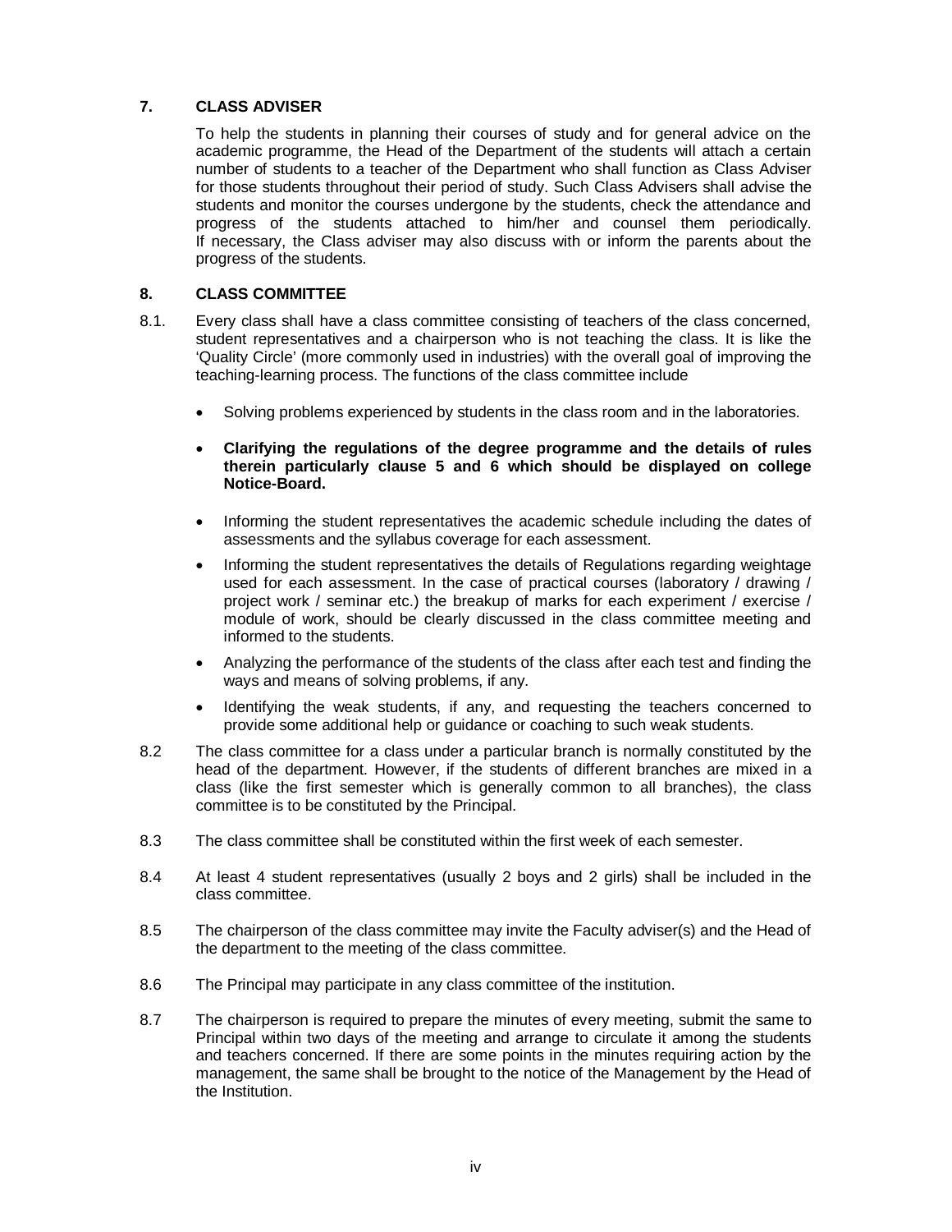## 7. CLASS ADVISER

To help the students in planning their courses of study and for general advice on the academic programme, the Head of the Department of the students will attach a certain number of students to a teacher of the Department who shall function as Class Adviser for those students throughout their period of study. Such Class Advisers shall advise the students and monitor the courses undergone by the students, check the attendance and progress of the students attached to him/her and counsel them periodically. If necessary, the Class adviser may also discuss with or inform the parents about the progress of the students.

## 8. CLASS COMMITTEE

8.1. Every class shall have a class committee consisting of teachers of the class concerned, student representatives and a chairperson who is not teaching the class. It is like the 'Quality Circle' (more commonly used in industries) with the overall goal of improving the teaching-learning process. The functions of the class committee include

- Solving problems experienced by students in the class room and in the laboratories.
- **Clarifying the regulations of the degree programme and the details of rules therein particularly clause 5 and 6 which should be displayed on college Notice-Board.**
- Informing the student representatives the academic schedule including the dates of assessments and the syllabus coverage for each assessment.
- Informing the student representatives the details of Regulations regarding weightage used for each assessment. In the case of practical courses (laboratory / drawing / project work / seminar etc.) the breakup of marks for each experiment / exercise / module of work, should be clearly discussed in the class committee meeting and informed to the students.
- Analyzing the performance of the students of the class after each test and finding the ways and means of solving problems, if any.
- Identifying the weak students, if any, and requesting the teachers concerned to provide some additional help or guidance or coaching to such weak students.

8.2 The class committee for a class under a particular branch is normally constituted by the head of the department. However, if the students of different branches are mixed in a class (like the first semester which is generally common to all branches), the class committee is to be constituted by the Principal.

8.3 The class committee shall be constituted within the first week of each semester.

8.4 At least 4 student representatives (usually 2 boys and 2 girls) shall be included in the class committee.

8.5 The chairperson of the class committee may invite the Faculty adviser(s) and the Head of the department to the meeting of the class committee.

8.6 The Principal may participate in any class committee of the institution.

8.7 The chairperson is required to prepare the minutes of every meeting, submit the same to Principal within two days of the meeting and arrange to circulate it among the students and teachers concerned. If there are some points in the minutes requiring action by the management, the same shall be brought to the notice of the Management by the Head of the Institution.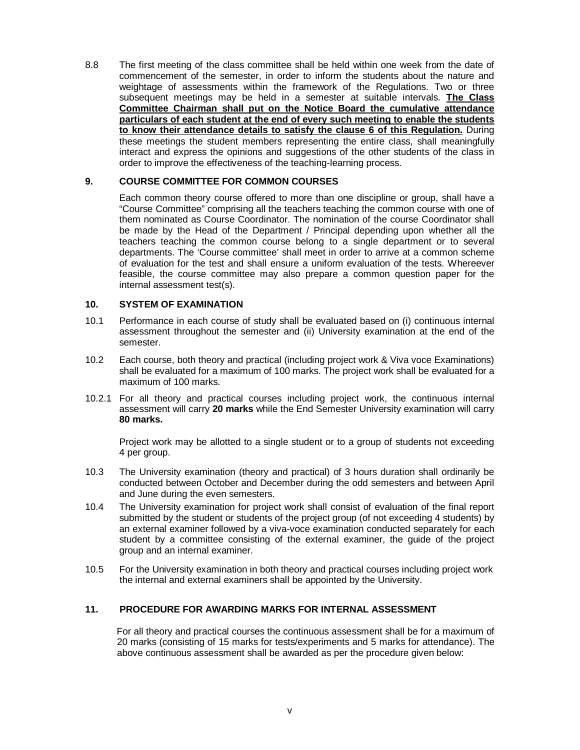8.8 The first meeting of the class committee shall be held within one week from the date of commencement of the semester, in order to inform the students about the nature and weightage of assessments within the framework of the Regulations. Two or three subsequent meetings may be held in a semester at suitable intervals. **The Class Committee Chairman shall put on the Notice Board the cumulative attendance particulars of each student at the end of every such meeting to enable the students to know their attendance details to satisfy the clause 6 of this Regulation.** During these meetings the student members representing the entire class, shall meaningfully interact and express the opinions and suggestions of the other students of the class in order to improve the effectiveness of the teaching-learning process.

## 9. COURSE COMMITTEE FOR COMMON COURSES

Each common theory course offered to more than one discipline or group, shall have a "Course Committee" comprising all the teachers teaching the common course with one of them nominated as Course Coordinator. The nomination of the course Coordinator shall be made by the Head of the Department / Principal depending upon whether all the teachers teaching the common course belong to a single department or to several departments. The 'Course committee' shall meet in order to arrive at a common scheme of evaluation for the test and shall ensure a uniform evaluation of the tests. Whereever feasible, the course committee may also prepare a common question paper for the internal assessment test(s).

## 10. SYSTEM OF EXAMINATION

10.1 Performance in each course of study shall be evaluated based on (i) continuous internal assessment throughout the semester and (ii) University examination at the end of the semester.

10.2 Each course, both theory and practical (including project work & Viva voce Examinations) shall be evaluated for a maximum of 100 marks. The project work shall be evaluated for a maximum of 100 marks.

10.2.1 For all theory and practical courses including project work, the continuous internal assessment will carry **20 marks** while the End Semester University examination will carry **80 marks.**

Project work may be allotted to a single student or to a group of students not exceeding 4 per group.

10.3 The University examination (theory and practical) of 3 hours duration shall ordinarily be conducted between October and December during the odd semesters and between April and June during the even semesters.

10.4 The University examination for project work shall consist of evaluation of the final report submitted by the student or students of the project group (of not exceeding 4 students) by an external examiner followed by a viva-voce examination conducted separately for each student by a committee consisting of the external examiner, the guide of the project group and an internal examiner.

10.5 For the University examination in both theory and practical courses including project work the internal and external examiners shall be appointed by the University.

## 11. PROCEDURE FOR AWARDING MARKS FOR INTERNAL ASSESSMENT

For all theory and practical courses the continuous assessment shall be for a maximum of 20 marks (consisting of 15 marks for tests/experiments and 5 marks for attendance). The above continuous assessment shall be awarded as per the procedure given below: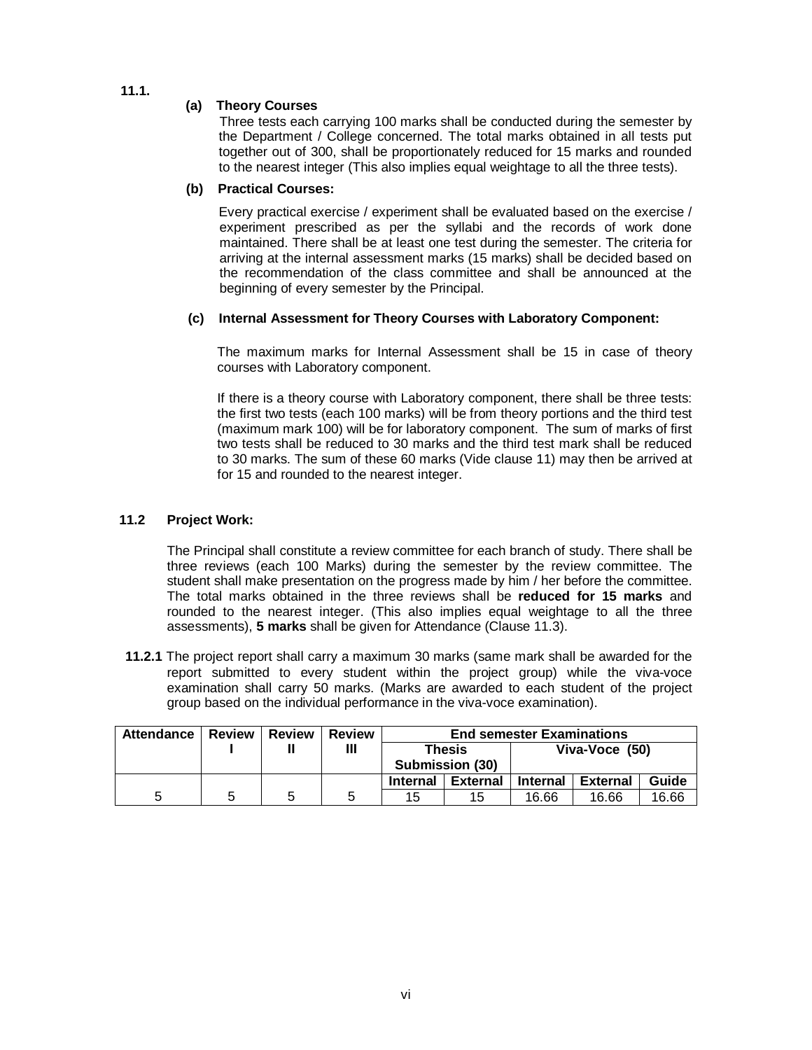**11.1.**

**(a) Theory Courses**

Three tests each carrying 100 marks shall be conducted during the semester by the Department / College concerned. The total marks obtained in all tests put together out of 300, shall be proportionately reduced for 15 marks and rounded to the nearest integer (This also implies equal weightage to all the three tests).

**(b) Practical Courses:**

Every practical exercise / experiment shall be evaluated based on the exercise / experiment prescribed as per the syllabi and the records of work done maintained. There shall be at least one test during the semester. The criteria for arriving at the internal assessment marks (15 marks) shall be decided based on the recommendation of the class committee and shall be announced at the beginning of every semester by the Principal.

**(c) Internal Assessment for Theory Courses with Laboratory Component:**

The maximum marks for Internal Assessment shall be 15 in case of theory courses with Laboratory component.

If there is a theory course with Laboratory component, there shall be three tests: the first two tests (each 100 marks) will be from theory portions and the third test (maximum mark 100) will be for laboratory component. The sum of marks of first two tests shall be reduced to 30 marks and the third test mark shall be reduced to 30 marks. The sum of these 60 marks (Vide clause 11) may then be arrived at for 15 and rounded to the nearest integer.

**11.2 Project Work:**

The Principal shall constitute a review committee for each branch of study. There shall be three reviews (each 100 Marks) during the semester by the review committee. The student shall make presentation on the progress made by him / her before the committee. The total marks obtained in the three reviews shall be **reduced for 15 marks** and rounded to the nearest integer. (This also implies equal weightage to all the three assessments), **5 marks** shall be given for Attendance (Clause 11.3).

**11.2.1** The project report shall carry a maximum 30 marks (same mark shall be awarded for the report submitted to every student within the project group) while the viva-voce examination shall carry 50 marks. (Marks are awarded to each student of the project group based on the individual performance in the viva-voce examination).

| Attendance | Review I | Review II | Review III | End semester Examinations | | | | |
|---|---|---|---|---|---|---|---|---|
| | | | | Thesis Submission (30) | | Viva-Voce (50) | | |
| | | | | Internal | External | Internal | External | Guide |
| 5 | 5 | 5 | 5 | 15 | 15 | 16.66 | 16.66 | 16.66 |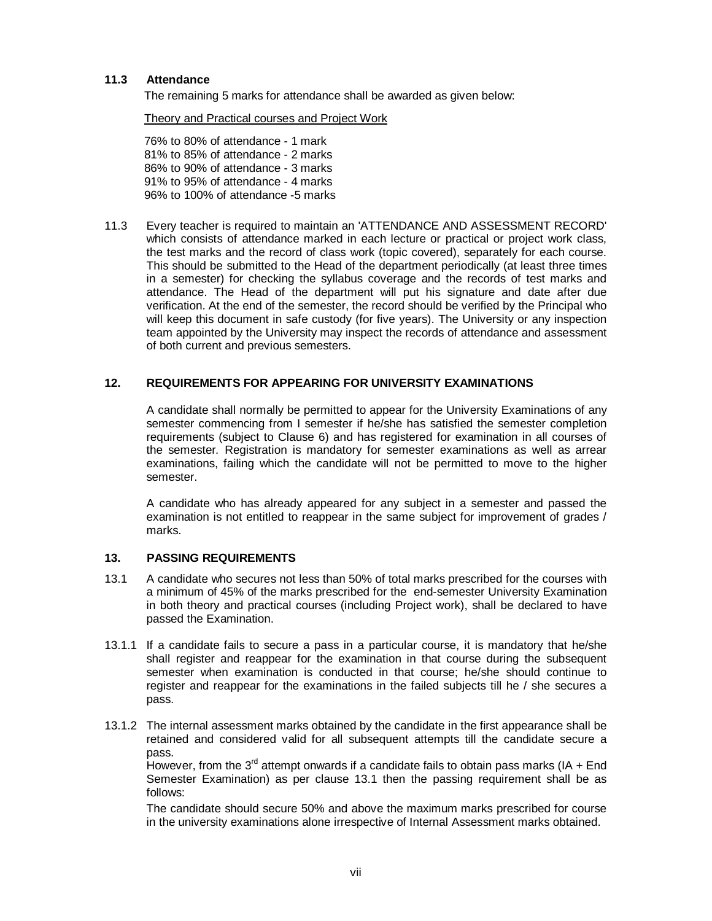### 11.3 Attendance

The remaining 5 marks for attendance shall be awarded as given below:

Theory and Practical courses and Project Work

76% to 80% of attendance - 1 mark
81% to 85% of attendance - 2 marks
86% to 90% of attendance - 3 marks
91% to 95% of attendance - 4 marks
96% to 100% of attendance -5 marks

11.3 Every teacher is required to maintain an 'ATTENDANCE AND ASSESSMENT RECORD' which consists of attendance marked in each lecture or practical or project work class, the test marks and the record of class work (topic covered), separately for each course. This should be submitted to the Head of the department periodically (at least three times in a semester) for checking the syllabus coverage and the records of test marks and attendance. The Head of the department will put his signature and date after due verification. At the end of the semester, the record should be verified by the Principal who will keep this document in safe custody (for five years). The University or any inspection team appointed by the University may inspect the records of attendance and assessment of both current and previous semesters.

## 12. REQUIREMENTS FOR APPEARING FOR UNIVERSITY EXAMINATIONS

A candidate shall normally be permitted to appear for the University Examinations of any semester commencing from I semester if he/she has satisfied the semester completion requirements (subject to Clause 6) and has registered for examination in all courses of the semester. Registration is mandatory for semester examinations as well as arrear examinations, failing which the candidate will not be permitted to move to the higher semester.

A candidate who has already appeared for any subject in a semester and passed the examination is not entitled to reappear in the same subject for improvement of grades / marks.

## 13. PASSING REQUIREMENTS

13.1 A candidate who secures not less than 50% of total marks prescribed for the courses with a minimum of 45% of the marks prescribed for the end-semester University Examination in both theory and practical courses (including Project work), shall be declared to have passed the Examination.

13.1.1 If a candidate fails to secure a pass in a particular course, it is mandatory that he/she shall register and reappear for the examination in that course during the subsequent semester when examination is conducted in that course; he/she should continue to register and reappear for the examinations in the failed subjects till he / she secures a pass.

13.1.2 The internal assessment marks obtained by the candidate in the first appearance shall be retained and considered valid for all subsequent attempts till the candidate secure a pass.

However, from the 3rd attempt onwards if a candidate fails to obtain pass marks (IA + End Semester Examination) as per clause 13.1 then the passing requirement shall be as follows:

The candidate should secure 50% and above the maximum marks prescribed for course in the university examinations alone irrespective of Internal Assessment marks obtained.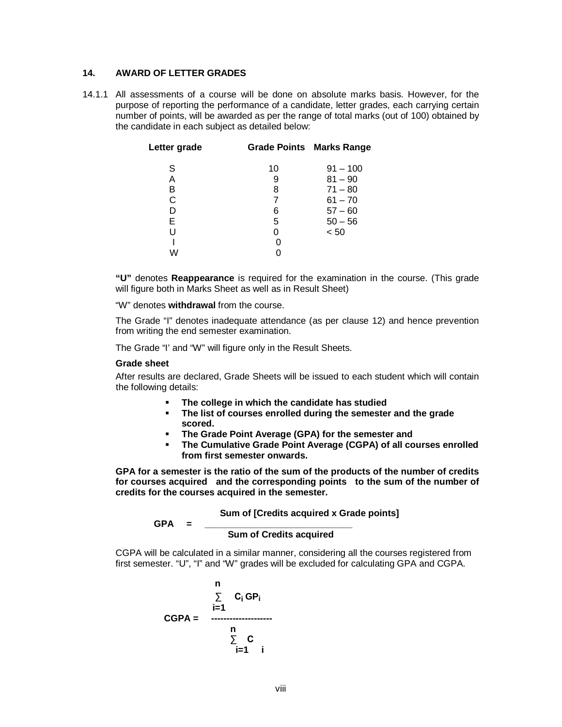## 14. AWARD OF LETTER GRADES

14.1.1 All assessments of a course will be done on absolute marks basis. However, for the purpose of reporting the performance of a candidate, letter grades, each carrying certain number of points, will be awarded as per the range of total marks (out of 100) obtained by the candidate in each subject as detailed below:

| Letter grade | Grade Points | Marks Range |
|---|---|---|
| S | 10 | 91 – 100 |
| A | 9 | 81 – 90 |
| B | 8 | 71 – 80 |
| C | 7 | 61 – 70 |
| D | 6 | 57 – 60 |
| E | 5 | 50 – 56 |
| U | 0 | < 50 |
| I | 0 | |
| W | 0 | |

**"U"** denotes **Reappearance** is required for the examination in the course. (This grade will figure both in Marks Sheet as well as in Result Sheet)

"W" denotes **withdrawal** from the course.

The Grade "I" denotes inadequate attendance (as per clause 12) and hence prevention from writing the end semester examination.

The Grade "I' and "W" will figure only in the Result Sheets.

**Grade sheet**

After results are declared, Grade Sheets will be issued to each student which will contain the following details:

- **The college in which the candidate has studied**
- **The list of courses enrolled during the semester and the grade scored.**
- **The Grade Point Average (GPA) for the semester and**
- **The Cumulative Grade Point Average (CGPA) of all courses enrolled from first semester onwards.**

**GPA for a semester is the ratio of the sum of the products of the number of credits for courses acquired and the corresponding points to the sum of the number of credits for the courses acquired in the semester.**

$$\textbf{GPA} = \frac{\text{Sum of [Credits acquired x Grade points]}}{\text{Sum of Credits acquired}}$$

CGPA will be calculated in a similar manner, considering all the courses registered from first semester. "U", "I" and "W" grades will be excluded for calculating GPA and CGPA.

$$\textbf{CGPA} = \frac{\sum_{i=1}^{n} C_i \, GP_i}{\sum_{i=1}^{n} C_i}$$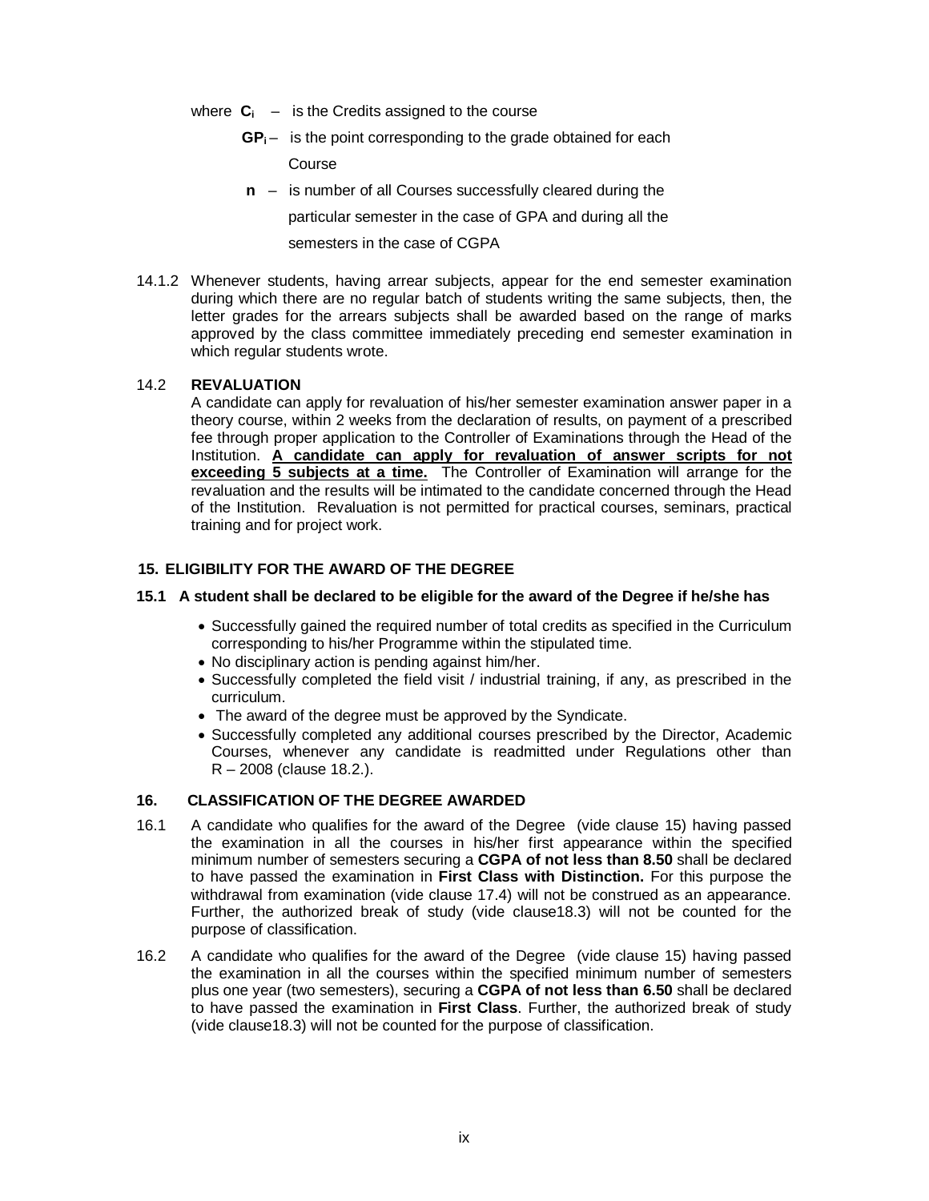where $C_i$ – is the Credits assigned to the course

$GP_i$ – is the point corresponding to the grade obtained for each Course

$n$ – is number of all Courses successfully cleared during the particular semester in the case of GPA and during all the semesters in the case of CGPA

14.1.2 Whenever students, having arrear subjects, appear for the end semester examination during which there are no regular batch of students writing the same subjects, then, the letter grades for the arrears subjects shall be awarded based on the range of marks approved by the class committee immediately preceding end semester examination in which regular students wrote.

14.2 **REVALUATION**

A candidate can apply for revaluation of his/her semester examination answer paper in a theory course, within 2 weeks from the declaration of results, on payment of a prescribed fee through proper application to the Controller of Examinations through the Head of the Institution. **A candidate can apply for revaluation of answer scripts for not exceeding 5 subjects at a time.** The Controller of Examination will arrange for the revaluation and the results will be intimated to the candidate concerned through the Head of the Institution. Revaluation is not permitted for practical courses, seminars, practical training and for project work.

## 15. ELIGIBILITY FOR THE AWARD OF THE DEGREE

**15.1 A student shall be declared to be eligible for the award of the Degree if he/she has**

- Successfully gained the required number of total credits as specified in the Curriculum corresponding to his/her Programme within the stipulated time.
- No disciplinary action is pending against him/her.
- Successfully completed the field visit / industrial training, if any, as prescribed in the curriculum.
- The award of the degree must be approved by the Syndicate.
- Successfully completed any additional courses prescribed by the Director, Academic Courses, whenever any candidate is readmitted under Regulations other than R – 2008 (clause 18.2.).

## 16. CLASSIFICATION OF THE DEGREE AWARDED

16.1 A candidate who qualifies for the award of the Degree (vide clause 15) having passed the examination in all the courses in his/her first appearance within the specified minimum number of semesters securing a **CGPA of not less than 8.50** shall be declared to have passed the examination in **First Class with Distinction.** For this purpose the withdrawal from examination (vide clause 17.4) will not be construed as an appearance. Further, the authorized break of study (vide clause18.3) will not be counted for the purpose of classification.

16.2 A candidate who qualifies for the award of the Degree (vide clause 15) having passed the examination in all the courses within the specified minimum number of semesters plus one year (two semesters), securing a **CGPA of not less than 6.50** shall be declared to have passed the examination in **First Class**. Further, the authorized break of study (vide clause18.3) will not be counted for the purpose of classification.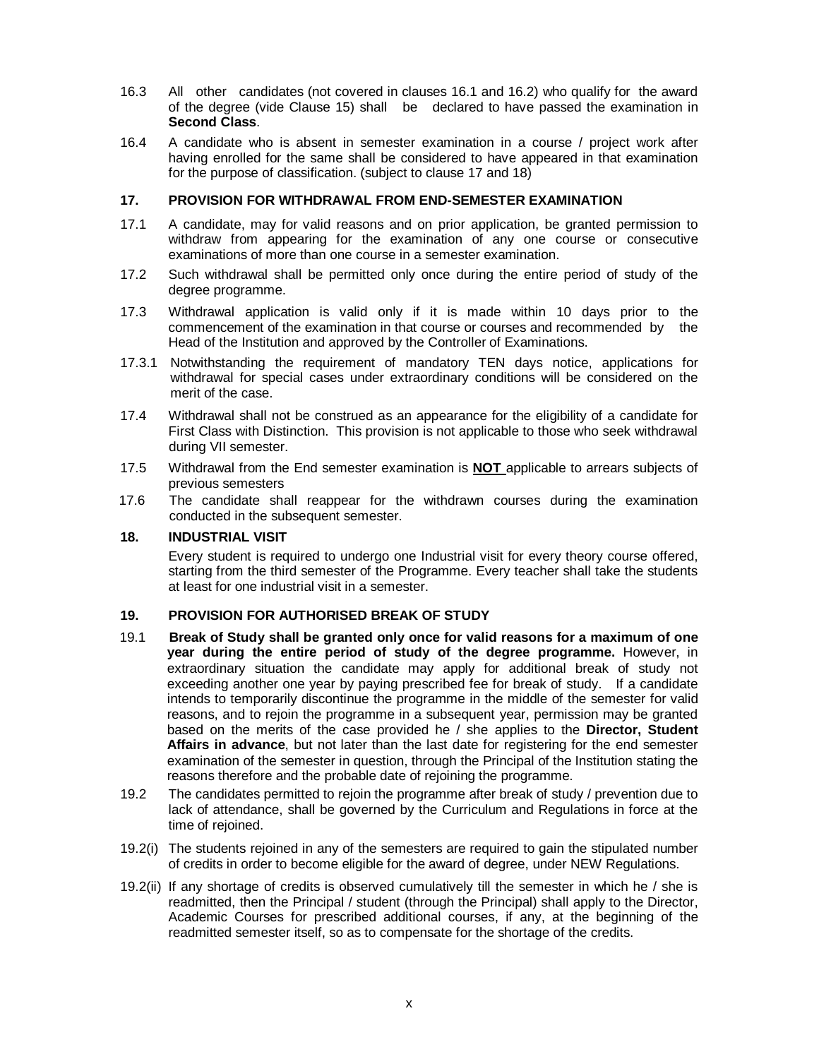16.3 All other candidates (not covered in clauses 16.1 and 16.2) who qualify for the award of the degree (vide Clause 15) shall be declared to have passed the examination in **Second Class**.

16.4 A candidate who is absent in semester examination in a course / project work after having enrolled for the same shall be considered to have appeared in that examination for the purpose of classification. (subject to clause 17 and 18)

## 17. PROVISION FOR WITHDRAWAL FROM END-SEMESTER EXAMINATION

17.1 A candidate, may for valid reasons and on prior application, be granted permission to withdraw from appearing for the examination of any one course or consecutive examinations of more than one course in a semester examination.

17.2 Such withdrawal shall be permitted only once during the entire period of study of the degree programme.

17.3 Withdrawal application is valid only if it is made within 10 days prior to the commencement of the examination in that course or courses and recommended by the Head of the Institution and approved by the Controller of Examinations.

17.3.1 Notwithstanding the requirement of mandatory TEN days notice, applications for withdrawal for special cases under extraordinary conditions will be considered on the merit of the case.

17.4 Withdrawal shall not be construed as an appearance for the eligibility of a candidate for First Class with Distinction. This provision is not applicable to those who seek withdrawal during VII semester.

17.5 Withdrawal from the End semester examination is **NOT** applicable to arrears subjects of previous semesters

17.6 The candidate shall reappear for the withdrawn courses during the examination conducted in the subsequent semester.

## 18. INDUSTRIAL VISIT

Every student is required to undergo one Industrial visit for every theory course offered, starting from the third semester of the Programme. Every teacher shall take the students at least for one industrial visit in a semester.

## 19. PROVISION FOR AUTHORISED BREAK OF STUDY

19.1 **Break of Study shall be granted only once for valid reasons for a maximum of one year during the entire period of study of the degree programme.** However, in extraordinary situation the candidate may apply for additional break of study not exceeding another one year by paying prescribed fee for break of study. If a candidate intends to temporarily discontinue the programme in the middle of the semester for valid reasons, and to rejoin the programme in a subsequent year, permission may be granted based on the merits of the case provided he / she applies to the **Director, Student Affairs in advance**, but not later than the last date for registering for the end semester examination of the semester in question, through the Principal of the Institution stating the reasons therefore and the probable date of rejoining the programme.

19.2 The candidates permitted to rejoin the programme after break of study / prevention due to lack of attendance, shall be governed by the Curriculum and Regulations in force at the time of rejoined.

19.2(i) The students rejoined in any of the semesters are required to gain the stipulated number of credits in order to become eligible for the award of degree, under NEW Regulations.

19.2(ii) If any shortage of credits is observed cumulatively till the semester in which he / she is readmitted, then the Principal / student (through the Principal) shall apply to the Director, Academic Courses for prescribed additional courses, if any, at the beginning of the readmitted semester itself, so as to compensate for the shortage of the credits.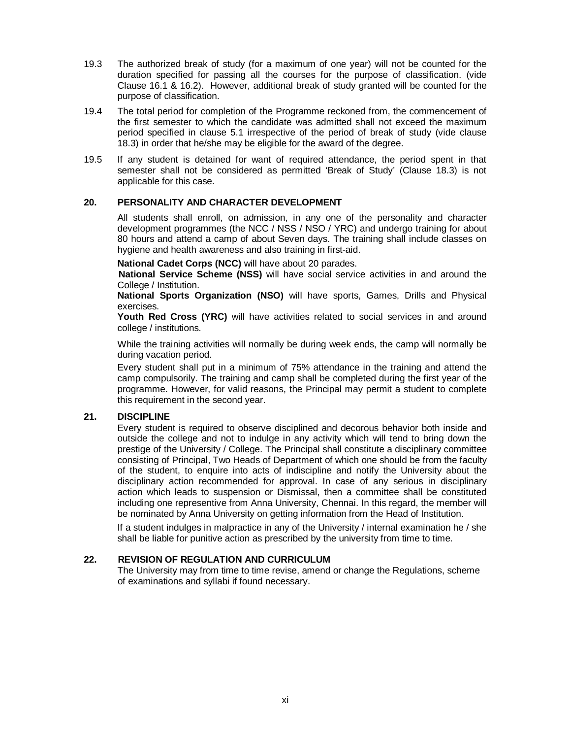19.3 The authorized break of study (for a maximum of one year) will not be counted for the duration specified for passing all the courses for the purpose of classification. (vide Clause 16.1 & 16.2). However, additional break of study granted will be counted for the purpose of classification.

19.4 The total period for completion of the Programme reckoned from, the commencement of the first semester to which the candidate was admitted shall not exceed the maximum period specified in clause 5.1 irrespective of the period of break of study (vide clause 18.3) in order that he/she may be eligible for the award of the degree.

19.5 If any student is detained for want of required attendance, the period spent in that semester shall not be considered as permitted 'Break of Study' (Clause 18.3) is not applicable for this case.

## 20. PERSONALITY AND CHARACTER DEVELOPMENT

All students shall enroll, on admission, in any one of the personality and character development programmes (the NCC / NSS / NSO / YRC) and undergo training for about 80 hours and attend a camp of about Seven days. The training shall include classes on hygiene and health awareness and also training in first-aid.

**National Cadet Corps (NCC)** will have about 20 parades.

**National Service Scheme (NSS)** will have social service activities in and around the College / Institution.

**National Sports Organization (NSO)** will have sports, Games, Drills and Physical exercises.

**Youth Red Cross (YRC)** will have activities related to social services in and around college / institutions.

While the training activities will normally be during week ends, the camp will normally be during vacation period.

Every student shall put in a minimum of 75% attendance in the training and attend the camp compulsorily. The training and camp shall be completed during the first year of the programme. However, for valid reasons, the Principal may permit a student to complete this requirement in the second year.

## 21. DISCIPLINE

Every student is required to observe disciplined and decorous behavior both inside and outside the college and not to indulge in any activity which will tend to bring down the prestige of the University / College. The Principal shall constitute a disciplinary committee consisting of Principal, Two Heads of Department of which one should be from the faculty of the student, to enquire into acts of indiscipline and notify the University about the disciplinary action recommended for approval. In case of any serious in disciplinary action which leads to suspension or Dismissal, then a committee shall be constituted including one representive from Anna University, Chennai. In this regard, the member will be nominated by Anna University on getting information from the Head of Institution.

If a student indulges in malpractice in any of the University / internal examination he / she shall be liable for punitive action as prescribed by the university from time to time.

## 22. REVISION OF REGULATION AND CURRICULUM

The University may from time to time revise, amend or change the Regulations, scheme of examinations and syllabi if found necessary.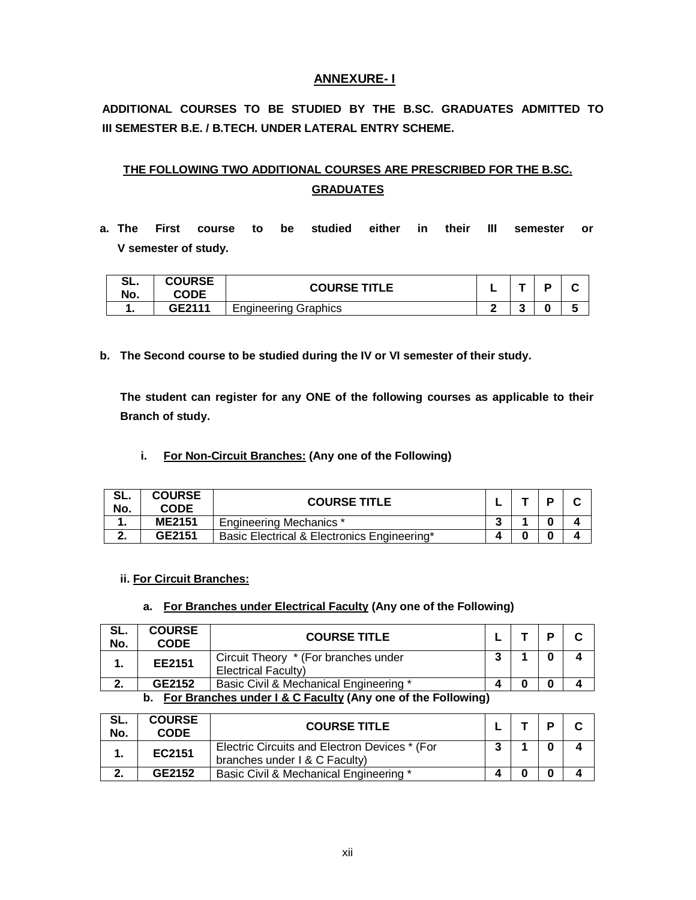## ANNEXURE- I

**ADDITIONAL COURSES TO BE STUDIED BY THE B.SC. GRADUATES ADMITTED TO III SEMESTER B.E. / B.TECH. UNDER LATERAL ENTRY SCHEME.**

### THE FOLLOWING TWO ADDITIONAL COURSES ARE PRESCRIBED FOR THE B.SC. GRADUATES

**a. The First course to be studied either in their III semester or V semester of study.**

| SL. No. | COURSE CODE | COURSE TITLE | L | T | P | C |
|---|---|---|---|---|---|---|
| 1. | GE2111 | Engineering Graphics | 2 | 3 | 0 | 5 |

**b. The Second course to be studied during the IV or VI semester of their study.**

**The student can register for any ONE of the following courses as applicable to their Branch of study.**

**i. For Non-Circuit Branches: (Any one of the Following)**

| SL. No. | COURSE CODE | COURSE TITLE | L | T | P | C |
|---|---|---|---|---|---|---|
| 1. | ME2151 | Engineering Mechanics * | 3 | 1 | 0 | 4 |
| 2. | GE2151 | Basic Electrical & Electronics Engineering* | 4 | 0 | 0 | 4 |

**ii. For Circuit Branches:**

**a. For Branches under Electrical Faculty (Any one of the Following)**

| SL. No. | COURSE CODE | COURSE TITLE | L | T | P | C |
|---|---|---|---|---|---|---|
| 1. | EE2151 | Circuit Theory * (For branches under Electrical Faculty) | 3 | 1 | 0 | 4 |
| 2. | GE2152 | Basic Civil & Mechanical Engineering * | 4 | 0 | 0 | 4 |

**b. For Branches under I & C Faculty (Any one of the Following)**

| SL. No. | COURSE CODE | COURSE TITLE | L | T | P | C |
|---|---|---|---|---|---|---|
| 1. | EC2151 | Electric Circuits and Electron Devices * (For branches under I & C Faculty) | 3 | 1 | 0 | 4 |
| 2. | GE2152 | Basic Civil & Mechanical Engineering * | 4 | 0 | 0 | 4 |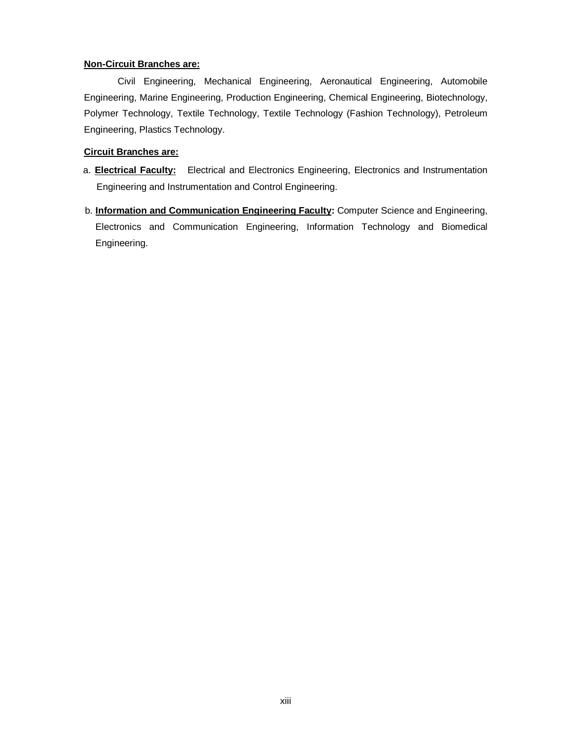**Non-Circuit Branches are:**

Civil Engineering, Mechanical Engineering, Aeronautical Engineering, Automobile Engineering, Marine Engineering, Production Engineering, Chemical Engineering, Biotechnology, Polymer Technology, Textile Technology, Textile Technology (Fashion Technology), Petroleum Engineering, Plastics Technology.

**Circuit Branches are:**

a. **Electrical Faculty:** Electrical and Electronics Engineering, Electronics and Instrumentation Engineering and Instrumentation and Control Engineering.

b. **Information and Communication Engineering Faculty:** Computer Science and Engineering, Electronics and Communication Engineering, Information Technology and Biomedical Engineering.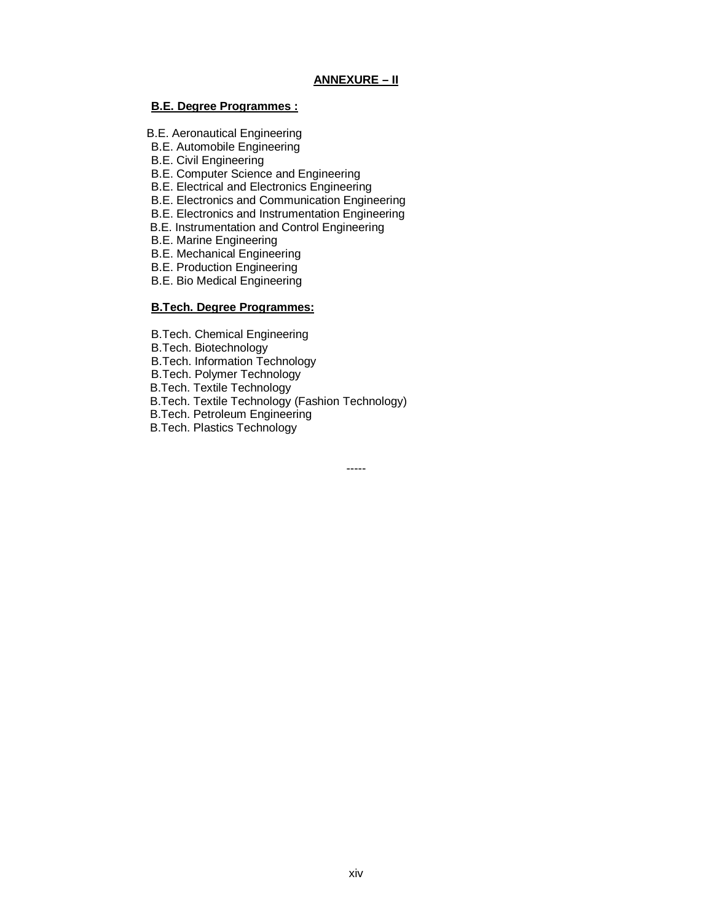## ANNEXURE – II

**B.E. Degree Programmes :**

B.E. Aeronautical Engineering
B.E. Automobile Engineering
B.E. Civil Engineering
B.E. Computer Science and Engineering
B.E. Electrical and Electronics Engineering
B.E. Electronics and Communication Engineering
B.E. Electronics and Instrumentation Engineering
B.E. Instrumentation and Control Engineering
B.E. Marine Engineering
B.E. Mechanical Engineering
B.E. Production Engineering
B.E. Bio Medical Engineering

**B.Tech. Degree Programmes:**

B.Tech. Chemical Engineering
B.Tech. Biotechnology
B.Tech. Information Technology
B.Tech. Polymer Technology
B.Tech. Textile Technology
B.Tech. Textile Technology (Fashion Technology)
B.Tech. Petroleum Engineering
B.Tech. Plastics Technology

-----